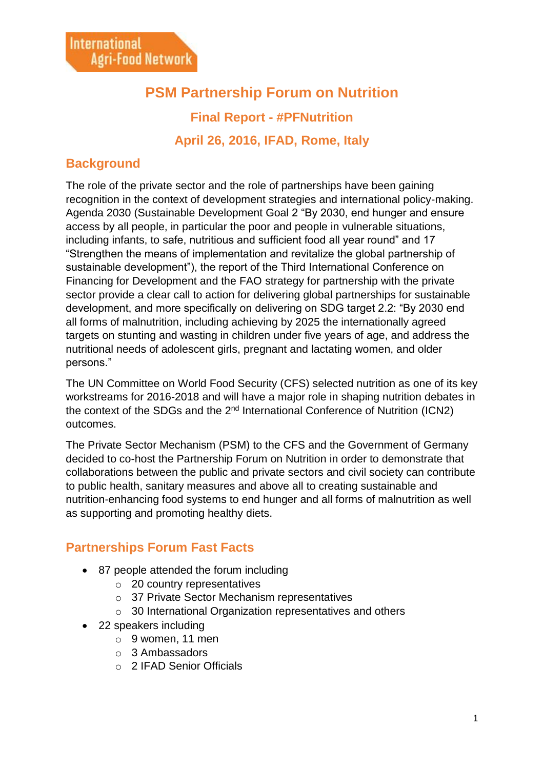International Agri-Food Network

# PSM Partnership Forum on Nutrition

## Final Report - #PFNutrition

## April 26, 2016, IFAD, Rome, Italy

## Background

The role of the private sector and the role of partnerships have been gaining recognition in the context of development strategies and international policy-making. Agenda 2030 (Sustainable Development Goal 2 "By 2030, end hunger and ensure access by all people, in particular the poor and people in vulnerable situations, including infants, to safe, nutritious and sufficient food all year round" and 17 "Strengthen the means of implementation and revitalize the global partnership of sustainable development"), the report of the Third International Conference on Financing for Development and the FAO strategy for partnership with the private sector provide a clear call to action for delivering global partnerships for sustainable development, and more specifically on delivering on SDG target 2.2: "By 2030 end all forms of malnutrition, including achieving by 2025 the internationally agreed targets on stunting and wasting in children under five years of age, and address the nutritional needs of adolescent girls, pregnant and lactating women, and older persons."

The UN Committee on World Food Security (CFS) selected nutrition as one of its key workstreams for 2016-2018 and will have a major role in shaping nutrition debates in the context of the SDGs and the 2nd International Conference of Nutrition (ICN2) outcomes.

The Private Sector Mechanism (PSM) to the CFS and the Government of Germany decided to co-host the Partnership Forum on Nutrition in order to demonstrate that collaborations between the public and private sectors and civil society can contribute to public health, sanitary measures and above all to creating sustainable and nutrition-enhancing food systems to end hunger and all forms of malnutrition as well as supporting and promoting healthy diets.

## Partnerships Forum Fast Facts

- 87 people attended the forum including
  - 20 country representatives
  - 37 Private Sector Mechanism representatives
  - 30 International Organization representatives and others
- 22 speakers including
  - 9 women, 11 men
  - 3 Ambassadors
  - 2 IFAD Senior Officials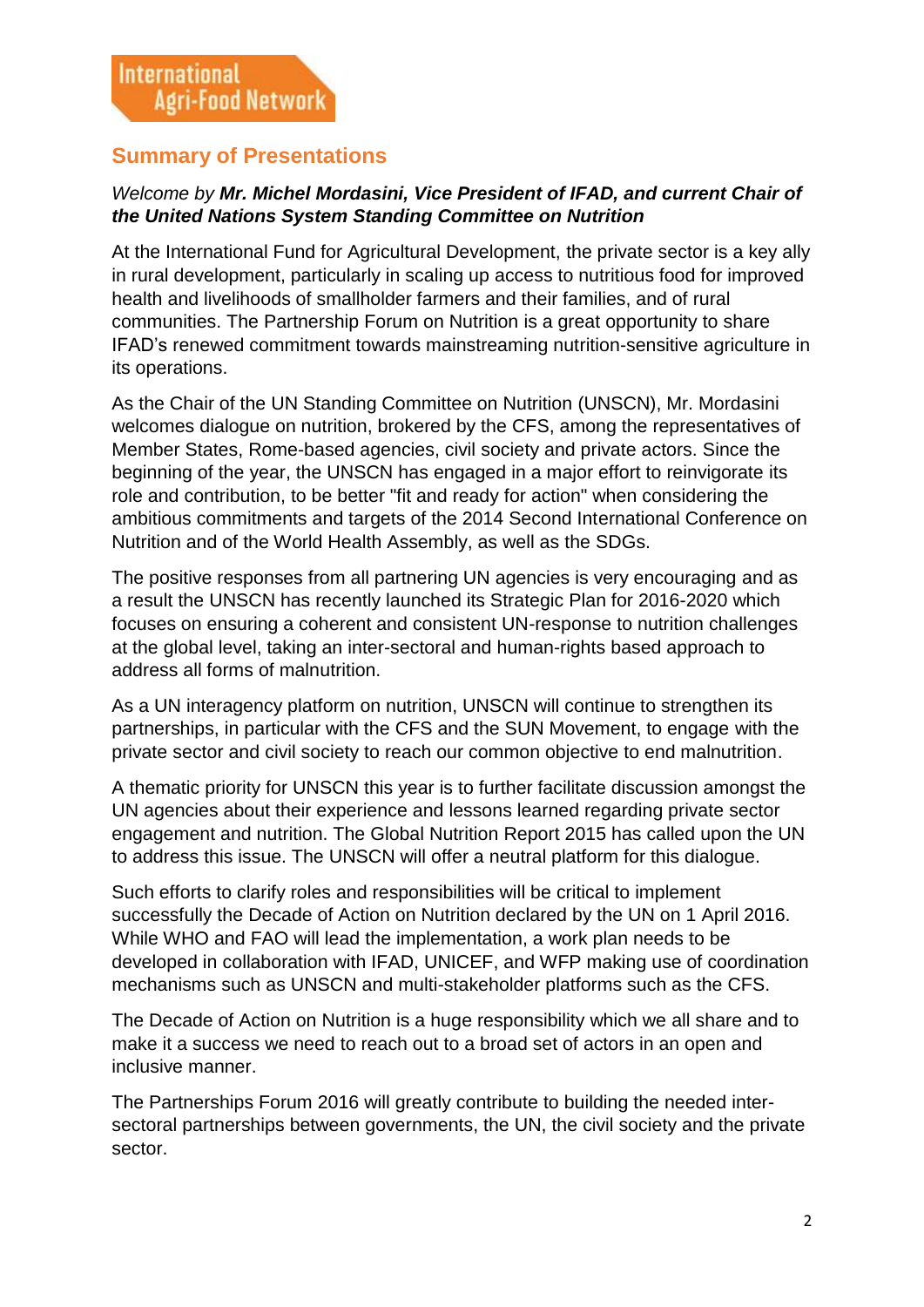## Summary of Presentations

*Welcome by* ***Mr. Michel Mordasini, Vice President of IFAD, and current Chair of the United Nations System Standing Committee on Nutrition***

At the International Fund for Agricultural Development, the private sector is a key ally in rural development, particularly in scaling up access to nutritious food for improved health and livelihoods of smallholder farmers and their families, and of rural communities. The Partnership Forum on Nutrition is a great opportunity to share IFAD's renewed commitment towards mainstreaming nutrition-sensitive agriculture in its operations.

As the Chair of the UN Standing Committee on Nutrition (UNSCN), Mr. Mordasini welcomes dialogue on nutrition, brokered by the CFS, among the representatives of Member States, Rome-based agencies, civil society and private actors. Since the beginning of the year, the UNSCN has engaged in a major effort to reinvigorate its role and contribution, to be better "fit and ready for action" when considering the ambitious commitments and targets of the 2014 Second International Conference on Nutrition and of the World Health Assembly, as well as the SDGs.

The positive responses from all partnering UN agencies is very encouraging and as a result the UNSCN has recently launched its Strategic Plan for 2016-2020 which focuses on ensuring a coherent and consistent UN-response to nutrition challenges at the global level, taking an inter-sectoral and human-rights based approach to address all forms of malnutrition.

As a UN interagency platform on nutrition, UNSCN will continue to strengthen its partnerships, in particular with the CFS and the SUN Movement, to engage with the private sector and civil society to reach our common objective to end malnutrition.

A thematic priority for UNSCN this year is to further facilitate discussion amongst the UN agencies about their experience and lessons learned regarding private sector engagement and nutrition. The Global Nutrition Report 2015 has called upon the UN to address this issue. The UNSCN will offer a neutral platform for this dialogue.

Such efforts to clarify roles and responsibilities will be critical to implement successfully the Decade of Action on Nutrition declared by the UN on 1 April 2016. While WHO and FAO will lead the implementation, a work plan needs to be developed in collaboration with IFAD, UNICEF, and WFP making use of coordination mechanisms such as UNSCN and multi-stakeholder platforms such as the CFS.

The Decade of Action on Nutrition is a huge responsibility which we all share and to make it a success we need to reach out to a broad set of actors in an open and inclusive manner.

The Partnerships Forum 2016 will greatly contribute to building the needed inter-sectoral partnerships between governments, the UN, the civil society and the private sector.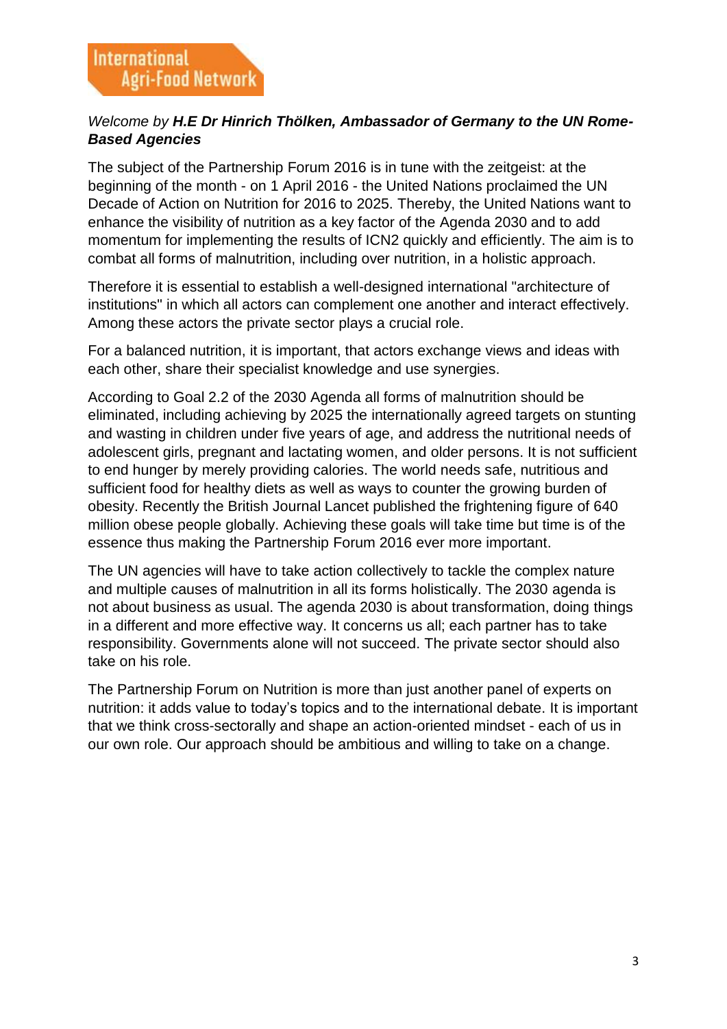*Welcome by **H.E Dr Hinrich Thölken, Ambassador of Germany to the UN Rome-Based Agencies***

The subject of the Partnership Forum 2016 is in tune with the zeitgeist: at the beginning of the month - on 1 April 2016 - the United Nations proclaimed the UN Decade of Action on Nutrition for 2016 to 2025. Thereby, the United Nations want to enhance the visibility of nutrition as a key factor of the Agenda 2030 and to add momentum for implementing the results of ICN2 quickly and efficiently. The aim is to combat all forms of malnutrition, including over nutrition, in a holistic approach.

Therefore it is essential to establish a well-designed international "architecture of institutions" in which all actors can complement one another and interact effectively. Among these actors the private sector plays a crucial role.

For a balanced nutrition, it is important, that actors exchange views and ideas with each other, share their specialist knowledge and use synergies.

According to Goal 2.2 of the 2030 Agenda all forms of malnutrition should be eliminated, including achieving by 2025 the internationally agreed targets on stunting and wasting in children under five years of age, and address the nutritional needs of adolescent girls, pregnant and lactating women, and older persons. It is not sufficient to end hunger by merely providing calories. The world needs safe, nutritious and sufficient food for healthy diets as well as ways to counter the growing burden of obesity. Recently the British Journal Lancet published the frightening figure of 640 million obese people globally. Achieving these goals will take time but time is of the essence thus making the Partnership Forum 2016 ever more important.

The UN agencies will have to take action collectively to tackle the complex nature and multiple causes of malnutrition in all its forms holistically. The 2030 agenda is not about business as usual. The agenda 2030 is about transformation, doing things in a different and more effective way. It concerns us all; each partner has to take responsibility. Governments alone will not succeed. The private sector should also take on his role.

The Partnership Forum on Nutrition is more than just another panel of experts on nutrition: it adds value to today's topics and to the international debate. It is important that we think cross-sectorally and shape an action-oriented mindset - each of us in our own role. Our approach should be ambitious and willing to take on a change.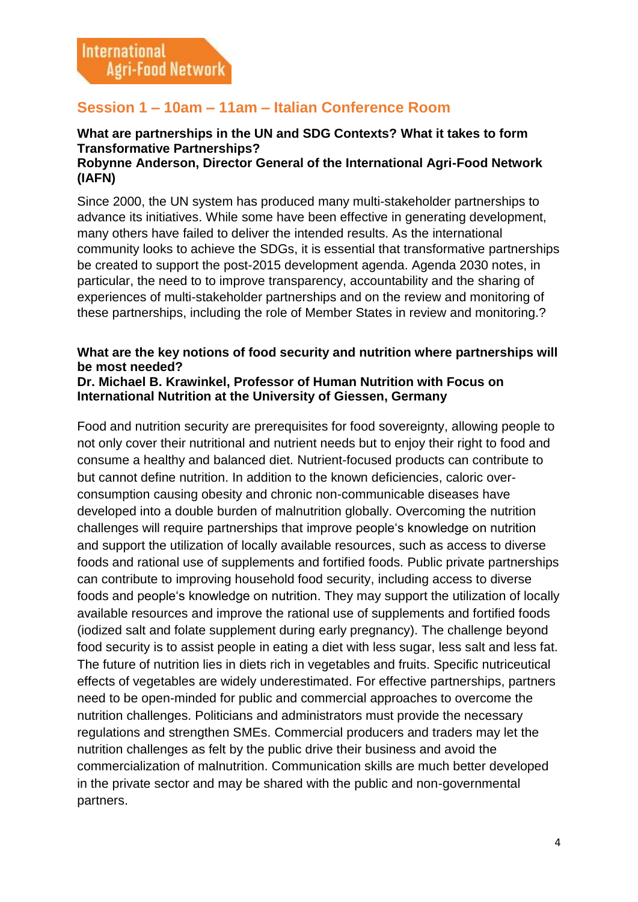## Session 1 – 10am – 11am – Italian Conference Room

**What are partnerships in the UN and SDG Contexts? What it takes to form Transformative Partnerships?**
**Robynne Anderson, Director General of the International Agri-Food Network (IAFN)**

Since 2000, the UN system has produced many multi-stakeholder partnerships to advance its initiatives. While some have been effective in generating development, many others have failed to deliver the intended results. As the international community looks to achieve the SDGs, it is essential that transformative partnerships be created to support the post-2015 development agenda. Agenda 2030 notes, in particular, the need to to improve transparency, accountability and the sharing of experiences of multi-stakeholder partnerships and on the review and monitoring of these partnerships, including the role of Member States in review and monitoring.?

**What are the key notions of food security and nutrition where partnerships will be most needed?**
**Dr. Michael B. Krawinkel, Professor of Human Nutrition with Focus on International Nutrition at the University of Giessen, Germany**

Food and nutrition security are prerequisites for food sovereignty, allowing people to not only cover their nutritional and nutrient needs but to enjoy their right to food and consume a healthy and balanced diet. Nutrient-focused products can contribute to but cannot define nutrition. In addition to the known deficiencies, caloric over-consumption causing obesity and chronic non-communicable diseases have developed into a double burden of malnutrition globally. Overcoming the nutrition challenges will require partnerships that improve people's knowledge on nutrition and support the utilization of locally available resources, such as access to diverse foods and rational use of supplements and fortified foods. Public private partnerships can contribute to improving household food security, including access to diverse foods and people's knowledge on nutrition. They may support the utilization of locally available resources and improve the rational use of supplements and fortified foods (iodized salt and folate supplement during early pregnancy). The challenge beyond food security is to assist people in eating a diet with less sugar, less salt and less fat. The future of nutrition lies in diets rich in vegetables and fruits. Specific nutriceutical effects of vegetables are widely underestimated. For effective partnerships, partners need to be open-minded for public and commercial approaches to overcome the nutrition challenges. Politicians and administrators must provide the necessary regulations and strengthen SMEs. Commercial producers and traders may let the nutrition challenges as felt by the public drive their business and avoid the commercialization of malnutrition. Communication skills are much better developed in the private sector and may be shared with the public and non-governmental partners.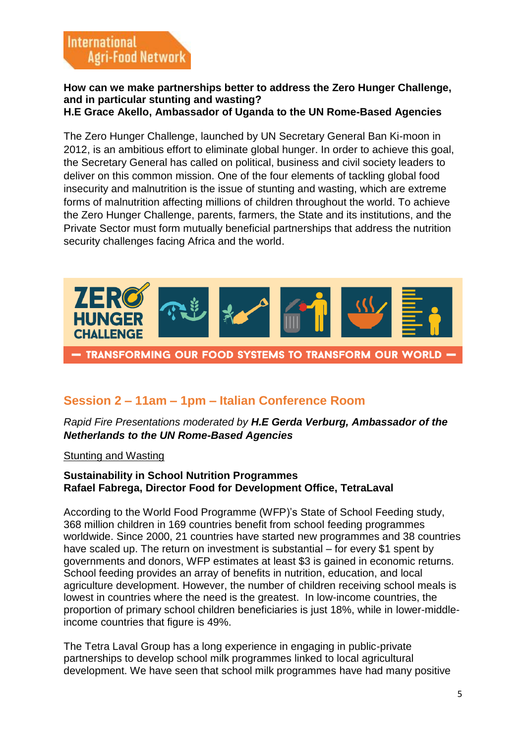**How can we make partnerships better to address the Zero Hunger Challenge, and in particular stunting and wasting?**
**H.E Grace Akello, Ambassador of Uganda to the UN Rome-Based Agencies**

The Zero Hunger Challenge, launched by UN Secretary General Ban Ki-moon in 2012, is an ambitious effort to eliminate global hunger. In order to achieve this goal, the Secretary General has called on political, business and civil society leaders to deliver on this common mission. One of the four elements of tackling global food insecurity and malnutrition is the issue of stunting and wasting, which are extreme forms of malnutrition affecting millions of children throughout the world. To achieve the Zero Hunger Challenge, parents, farmers, the State and its institutions, and the Private Sector must form mutually beneficial partnerships that address the nutrition security challenges facing Africa and the world.

ZERO HUNGER CHALLENGE

— TRANSFORMING OUR FOOD SYSTEMS TO TRANSFORM OUR WORLD —

## Session 2 – 11am – 1pm – Italian Conference Room

*Rapid Fire Presentations moderated by* ***H.E Gerda Verburg, Ambassador of the Netherlands to the UN Rome-Based Agencies***

Stunting and Wasting

**Sustainability in School Nutrition Programmes**
**Rafael Fabrega, Director Food for Development Office, TetraLaval**

According to the World Food Programme (WFP)'s State of School Feeding study, 368 million children in 169 countries benefit from school feeding programmes worldwide. Since 2000, 21 countries have started new programmes and 38 countries have scaled up. The return on investment is substantial – for every $1 spent by governments and donors, WFP estimates at least $3 is gained in economic returns. School feeding provides an array of benefits in nutrition, education, and local agriculture development. However, the number of children receiving school meals is lowest in countries where the need is the greatest. In low-income countries, the proportion of primary school children beneficiaries is just 18%, while in lower-middle-income countries that figure is 49%.

The Tetra Laval Group has a long experience in engaging in public-private partnerships to develop school milk programmes linked to local agricultural development. We have seen that school milk programmes have had many positive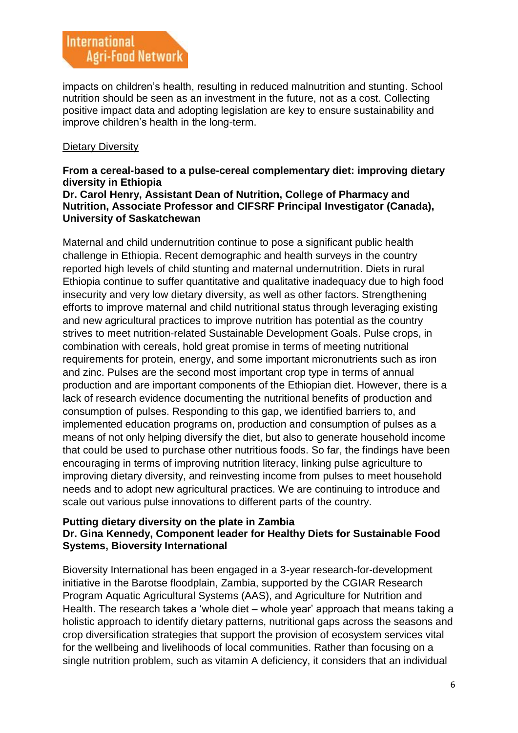impacts on children's health, resulting in reduced malnutrition and stunting. School nutrition should be seen as an investment in the future, not as a cost. Collecting positive impact data and adopting legislation are key to ensure sustainability and improve children's health in the long-term.

<u>Dietary Diversity</u>

**From a cereal-based to a pulse-cereal complementary diet: improving dietary diversity in Ethiopia**
**Dr. Carol Henry, Assistant Dean of Nutrition, College of Pharmacy and Nutrition, Associate Professor and CIFSRF Principal Investigator (Canada), University of Saskatchewan**

Maternal and child undernutrition continue to pose a significant public health challenge in Ethiopia. Recent demographic and health surveys in the country reported high levels of child stunting and maternal undernutrition. Diets in rural Ethiopia continue to suffer quantitative and qualitative inadequacy due to high food insecurity and very low dietary diversity, as well as other factors. Strengthening efforts to improve maternal and child nutritional status through leveraging existing and new agricultural practices to improve nutrition has potential as the country strives to meet nutrition-related Sustainable Development Goals. Pulse crops, in combination with cereals, hold great promise in terms of meeting nutritional requirements for protein, energy, and some important micronutrients such as iron and zinc. Pulses are the second most important crop type in terms of annual production and are important components of the Ethiopian diet. However, there is a lack of research evidence documenting the nutritional benefits of production and consumption of pulses. Responding to this gap, we identified barriers to, and implemented education programs on, production and consumption of pulses as a means of not only helping diversify the diet, but also to generate household income that could be used to purchase other nutritious foods. So far, the findings have been encouraging in terms of improving nutrition literacy, linking pulse agriculture to improving dietary diversity, and reinvesting income from pulses to meet household needs and to adopt new agricultural practices. We are continuing to introduce and scale out various pulse innovations to different parts of the country.

**Putting dietary diversity on the plate in Zambia**
**Dr. Gina Kennedy, Component leader for Healthy Diets for Sustainable Food Systems, Bioversity International**

Bioversity International has been engaged in a 3-year research-for-development initiative in the Barotse floodplain, Zambia, supported by the CGIAR Research Program Aquatic Agricultural Systems (AAS), and Agriculture for Nutrition and Health. The research takes a 'whole diet – whole year' approach that means taking a holistic approach to identify dietary patterns, nutritional gaps across the seasons and crop diversification strategies that support the provision of ecosystem services vital for the wellbeing and livelihoods of local communities. Rather than focusing on a single nutrition problem, such as vitamin A deficiency, it considers that an individual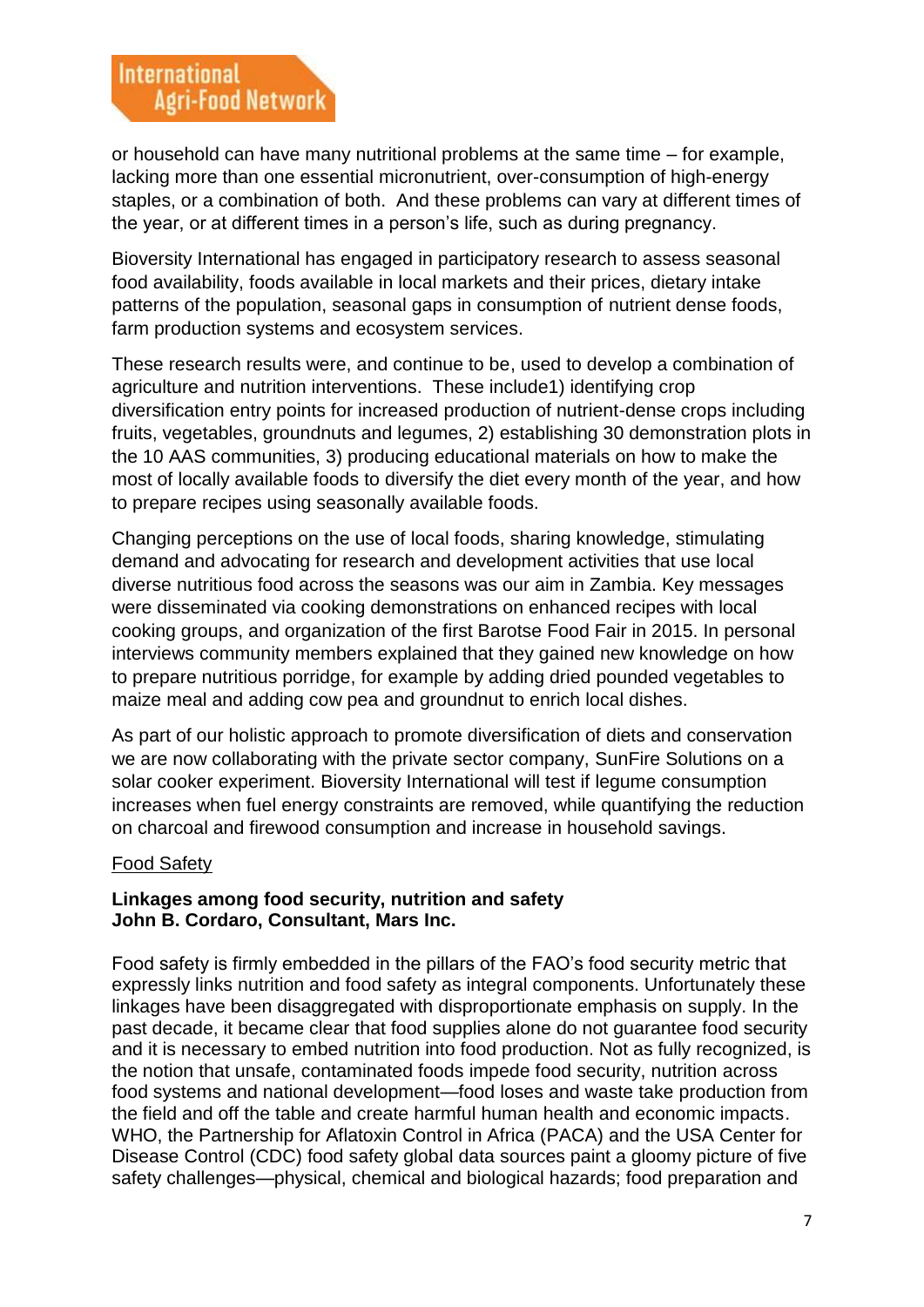or household can have many nutritional problems at the same time – for example, lacking more than one essential micronutrient, over-consumption of high-energy staples, or a combination of both. And these problems can vary at different times of the year, or at different times in a person's life, such as during pregnancy.

Bioversity International has engaged in participatory research to assess seasonal food availability, foods available in local markets and their prices, dietary intake patterns of the population, seasonal gaps in consumption of nutrient dense foods, farm production systems and ecosystem services.

These research results were, and continue to be, used to develop a combination of agriculture and nutrition interventions. These include1) identifying crop diversification entry points for increased production of nutrient-dense crops including fruits, vegetables, groundnuts and legumes, 2) establishing 30 demonstration plots in the 10 AAS communities, 3) producing educational materials on how to make the most of locally available foods to diversify the diet every month of the year, and how to prepare recipes using seasonally available foods.

Changing perceptions on the use of local foods, sharing knowledge, stimulating demand and advocating for research and development activities that use local diverse nutritious food across the seasons was our aim in Zambia. Key messages were disseminated via cooking demonstrations on enhanced recipes with local cooking groups, and organization of the first Barotse Food Fair in 2015. In personal interviews community members explained that they gained new knowledge on how to prepare nutritious porridge, for example by adding dried pounded vegetables to maize meal and adding cow pea and groundnut to enrich local dishes.

As part of our holistic approach to promote diversification of diets and conservation we are now collaborating with the private sector company, SunFire Solutions on a solar cooker experiment. Bioversity International will test if legume consumption increases when fuel energy constraints are removed, while quantifying the reduction on charcoal and firewood consumption and increase in household savings.

<u>Food Safety</u>

**Linkages among food security, nutrition and safety**
**John B. Cordaro, Consultant, Mars Inc.**

Food safety is firmly embedded in the pillars of the FAO's food security metric that expressly links nutrition and food safety as integral components. Unfortunately these linkages have been disaggregated with disproportionate emphasis on supply. In the past decade, it became clear that food supplies alone do not guarantee food security and it is necessary to embed nutrition into food production. Not as fully recognized, is the notion that unsafe, contaminated foods impede food security, nutrition across food systems and national development—food loses and waste take production from the field and off the table and create harmful human health and economic impacts. WHO, the Partnership for Aflatoxin Control in Africa (PACA) and the USA Center for Disease Control (CDC) food safety global data sources paint a gloomy picture of five safety challenges—physical, chemical and biological hazards; food preparation and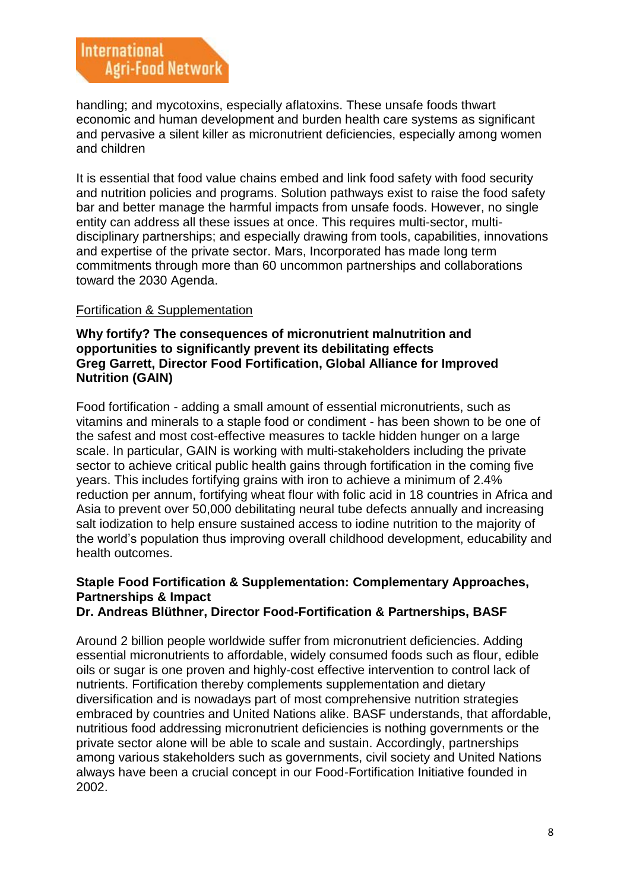handling; and mycotoxins, especially aflatoxins. These unsafe foods thwart economic and human development and burden health care systems as significant and pervasive a silent killer as micronutrient deficiencies, especially among women and children

It is essential that food value chains embed and link food safety with food security and nutrition policies and programs. Solution pathways exist to raise the food safety bar and better manage the harmful impacts from unsafe foods. However, no single entity can address all these issues at once. This requires multi-sector, multi-disciplinary partnerships; and especially drawing from tools, capabilities, innovations and expertise of the private sector. Mars, Incorporated has made long term commitments through more than 60 uncommon partnerships and collaborations toward the 2030 Agenda.

<u>Fortification & Supplementation</u>

**Why fortify? The consequences of micronutrient malnutrition and opportunities to significantly prevent its debilitating effects**
**Greg Garrett, Director Food Fortification, Global Alliance for Improved Nutrition (GAIN)**

Food fortification - adding a small amount of essential micronutrients, such as vitamins and minerals to a staple food or condiment - has been shown to be one of the safest and most cost-effective measures to tackle hidden hunger on a large scale. In particular, GAIN is working with multi-stakeholders including the private sector to achieve critical public health gains through fortification in the coming five years. This includes fortifying grains with iron to achieve a minimum of 2.4% reduction per annum, fortifying wheat flour with folic acid in 18 countries in Africa and Asia to prevent over 50,000 debilitating neural tube defects annually and increasing salt iodization to help ensure sustained access to iodine nutrition to the majority of the world's population thus improving overall childhood development, educability and health outcomes.

**Staple Food Fortification & Supplementation: Complementary Approaches, Partnerships & Impact**
**Dr. Andreas Blüthner, Director Food-Fortification & Partnerships, BASF**

Around 2 billion people worldwide suffer from micronutrient deficiencies. Adding essential micronutrients to affordable, widely consumed foods such as flour, edible oils or sugar is one proven and highly-cost effective intervention to control lack of nutrients. Fortification thereby complements supplementation and dietary diversification and is nowadays part of most comprehensive nutrition strategies embraced by countries and United Nations alike. BASF understands, that affordable, nutritious food addressing micronutrient deficiencies is nothing governments or the private sector alone will be able to scale and sustain. Accordingly, partnerships among various stakeholders such as governments, civil society and United Nations always have been a crucial concept in our Food-Fortification Initiative founded in 2002.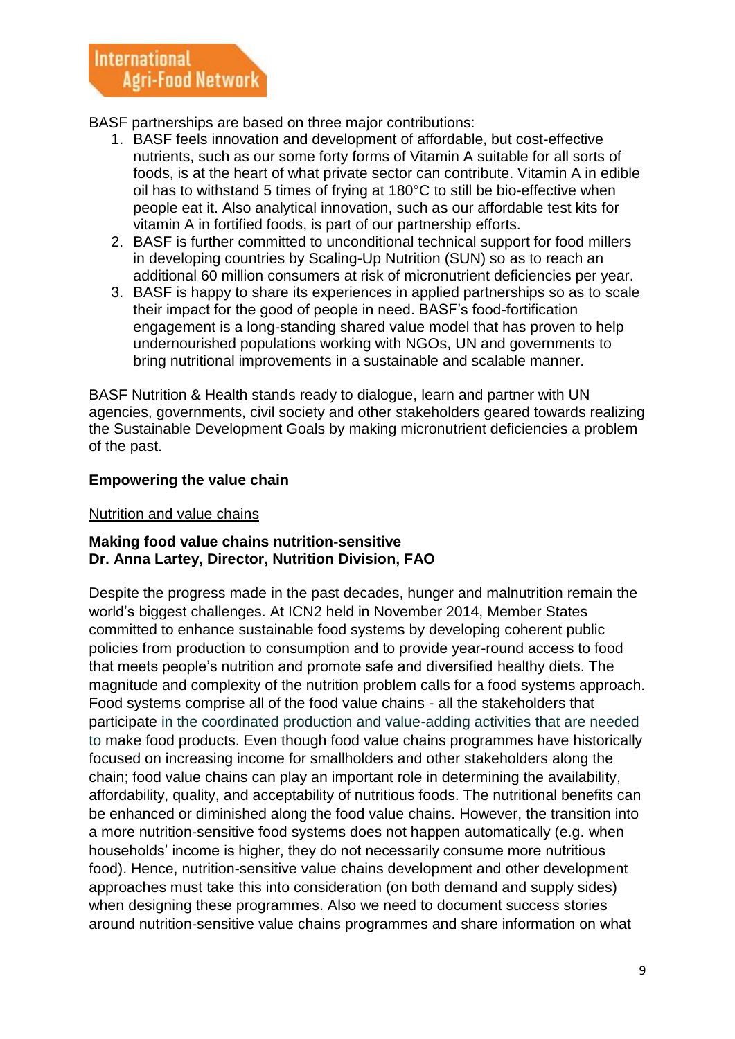BASF partnerships are based on three major contributions:

1. BASF feels innovation and development of affordable, but cost-effective nutrients, such as our some forty forms of Vitamin A suitable for all sorts of foods, is at the heart of what private sector can contribute. Vitamin A in edible oil has to withstand 5 times of frying at 180°C to still be bio-effective when people eat it. Also analytical innovation, such as our affordable test kits for vitamin A in fortified foods, is part of our partnership efforts.
2. BASF is further committed to unconditional technical support for food millers in developing countries by Scaling-Up Nutrition (SUN) so as to reach an additional 60 million consumers at risk of micronutrient deficiencies per year.
3. BASF is happy to share its experiences in applied partnerships so as to scale their impact for the good of people in need. BASF's food-fortification engagement is a long-standing shared value model that has proven to help undernourished populations working with NGOs, UN and governments to bring nutritional improvements in a sustainable and scalable manner.

BASF Nutrition & Health stands ready to dialogue, learn and partner with UN agencies, governments, civil society and other stakeholders geared towards realizing the Sustainable Development Goals by making micronutrient deficiencies a problem of the past.

**Empowering the value chain**

Nutrition and value chains

**Making food value chains nutrition-sensitive**
**Dr. Anna Lartey, Director, Nutrition Division, FAO**

Despite the progress made in the past decades, hunger and malnutrition remain the world's biggest challenges. At ICN2 held in November 2014, Member States committed to enhance sustainable food systems by developing coherent public policies from production to consumption and to provide year-round access to food that meets people's nutrition and promote safe and diversified healthy diets. The magnitude and complexity of the nutrition problem calls for a food systems approach. Food systems comprise all of the food value chains - all the stakeholders that participate in the coordinated production and value-adding activities that are needed to make food products. Even though food value chains programmes have historically focused on increasing income for smallholders and other stakeholders along the chain; food value chains can play an important role in determining the availability, affordability, quality, and acceptability of nutritious foods. The nutritional benefits can be enhanced or diminished along the food value chains. However, the transition into a more nutrition-sensitive food systems does not happen automatically (e.g. when households' income is higher, they do not necessarily consume more nutritious food). Hence, nutrition-sensitive value chains development and other development approaches must take this into consideration (on both demand and supply sides) when designing these programmes. Also we need to document success stories around nutrition-sensitive value chains programmes and share information on what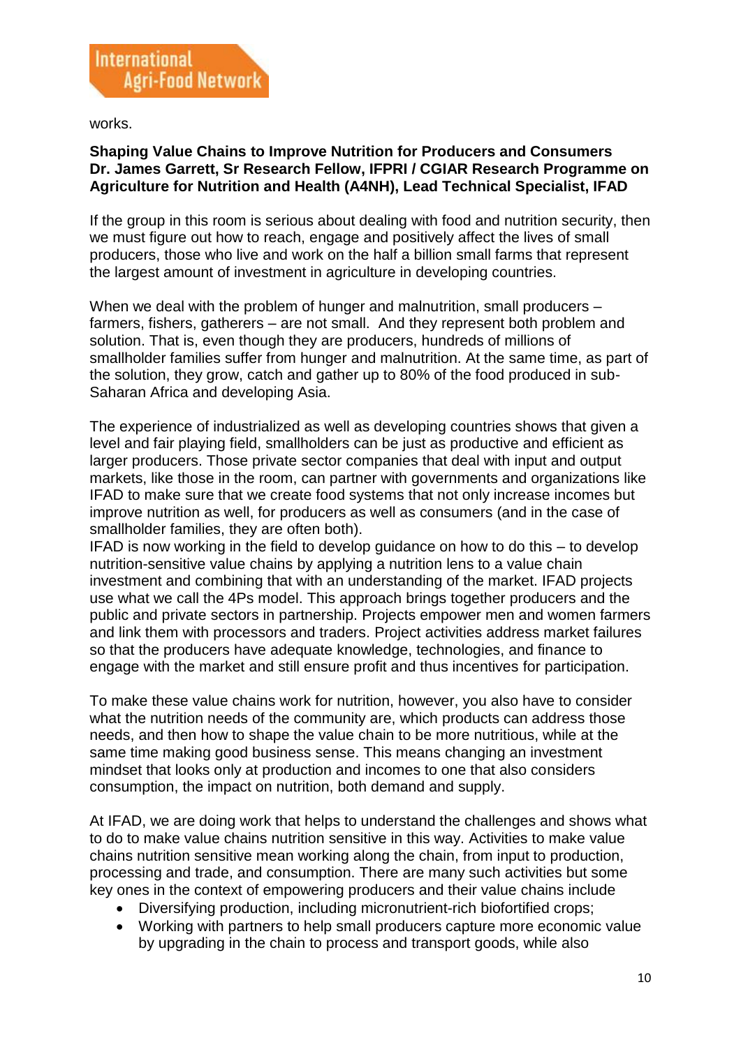works.

**Shaping Value Chains to Improve Nutrition for Producers and Consumers**
**Dr. James Garrett, Sr Research Fellow, IFPRI / CGIAR Research Programme on Agriculture for Nutrition and Health (A4NH), Lead Technical Specialist, IFAD**

If the group in this room is serious about dealing with food and nutrition security, then we must figure out how to reach, engage and positively affect the lives of small producers, those who live and work on the half a billion small farms that represent the largest amount of investment in agriculture in developing countries.

When we deal with the problem of hunger and malnutrition, small producers – farmers, fishers, gatherers – are not small. And they represent both problem and solution. That is, even though they are producers, hundreds of millions of smallholder families suffer from hunger and malnutrition. At the same time, as part of the solution, they grow, catch and gather up to 80% of the food produced in sub-Saharan Africa and developing Asia.

The experience of industrialized as well as developing countries shows that given a level and fair playing field, smallholders can be just as productive and efficient as larger producers. Those private sector companies that deal with input and output markets, like those in the room, can partner with governments and organizations like IFAD to make sure that we create food systems that not only increase incomes but improve nutrition as well, for producers as well as consumers (and in the case of smallholder families, they are often both).

IFAD is now working in the field to develop guidance on how to do this – to develop nutrition-sensitive value chains by applying a nutrition lens to a value chain investment and combining that with an understanding of the market. IFAD projects use what we call the 4Ps model. This approach brings together producers and the public and private sectors in partnership. Projects empower men and women farmers and link them with processors and traders. Project activities address market failures so that the producers have adequate knowledge, technologies, and finance to engage with the market and still ensure profit and thus incentives for participation.

To make these value chains work for nutrition, however, you also have to consider what the nutrition needs of the community are, which products can address those needs, and then how to shape the value chain to be more nutritious, while at the same time making good business sense. This means changing an investment mindset that looks only at production and incomes to one that also considers consumption, the impact on nutrition, both demand and supply.

At IFAD, we are doing work that helps to understand the challenges and shows what to do to make value chains nutrition sensitive in this way. Activities to make value chains nutrition sensitive mean working along the chain, from input to production, processing and trade, and consumption. There are many such activities but some key ones in the context of empowering producers and their value chains include

- Diversifying production, including micronutrient-rich biofortified crops;
- Working with partners to help small producers capture more economic value by upgrading in the chain to process and transport goods, while also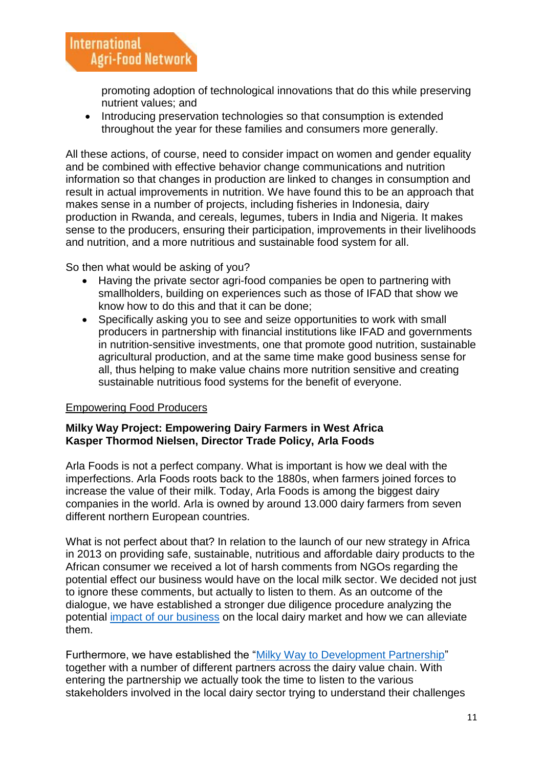promoting adoption of technological innovations that do this while preserving nutrient values; and

- Introducing preservation technologies so that consumption is extended throughout the year for these families and consumers more generally.

All these actions, of course, need to consider impact on women and gender equality and be combined with effective behavior change communications and nutrition information so that changes in production are linked to changes in consumption and result in actual improvements in nutrition. We have found this to be an approach that makes sense in a number of projects, including fisheries in Indonesia, dairy production in Rwanda, and cereals, legumes, tubers in India and Nigeria. It makes sense to the producers, ensuring their participation, improvements in their livelihoods and nutrition, and a more nutritious and sustainable food system for all.

So then what would be asking of you?

- Having the private sector agri-food companies be open to partnering with smallholders, building on experiences such as those of IFAD that show we know how to do this and that it can be done;
- Specifically asking you to see and seize opportunities to work with small producers in partnership with financial institutions like IFAD and governments in nutrition-sensitive investments, one that promote good nutrition, sustainable agricultural production, and at the same time make good business sense for all, thus helping to make value chains more nutrition sensitive and creating sustainable nutritious food systems for the benefit of everyone.

Empowering Food Producers

**Milky Way Project: Empowering Dairy Farmers in West Africa**
**Kasper Thormod Nielsen, Director Trade Policy, Arla Foods**

Arla Foods is not a perfect company. What is important is how we deal with the imperfections. Arla Foods roots back to the 1880s, when farmers joined forces to increase the value of their milk. Today, Arla Foods is among the biggest dairy companies in the world. Arla is owned by around 13.000 dairy farmers from seven different northern European countries.

What is not perfect about that? In relation to the launch of our new strategy in Africa in 2013 on providing safe, sustainable, nutritious and affordable dairy products to the African consumer we received a lot of harsh comments from NGOs regarding the potential effect our business would have on the local milk sector. We decided not just to ignore these comments, but actually to listen to them. As an outcome of the dialogue, we have established a stronger due diligence procedure analyzing the potential impact of our business on the local dairy market and how we can alleviate them.

Furthermore, we have established the "Milky Way to Development Partnership" together with a number of different partners across the dairy value chain. With entering the partnership we actually took the time to listen to the various stakeholders involved in the local dairy sector trying to understand their challenges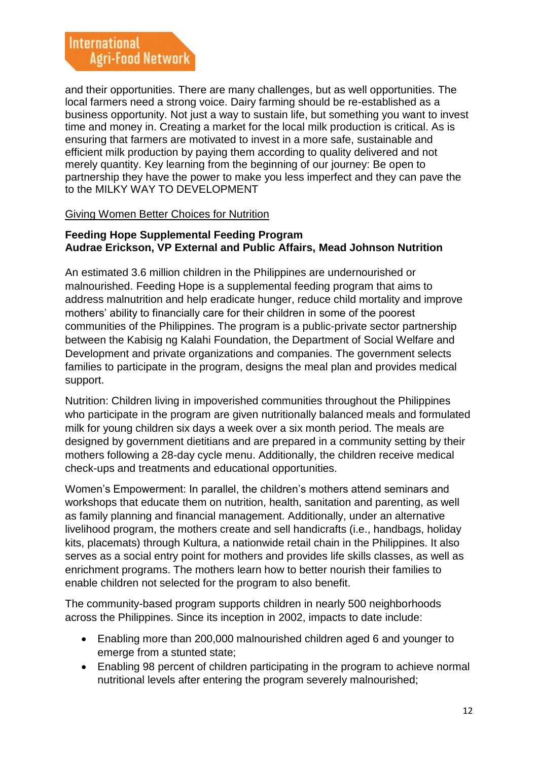and their opportunities. There are many challenges, but as well opportunities. The local farmers need a strong voice. Dairy farming should be re-established as a business opportunity. Not just a way to sustain life, but something you want to invest time and money in. Creating a market for the local milk production is critical. As is ensuring that farmers are motivated to invest in a more safe, sustainable and efficient milk production by paying them according to quality delivered and not merely quantity. Key learning from the beginning of our journey: Be open to partnership they have the power to make you less imperfect and they can pave the to the MILKY WAY TO DEVELOPMENT

<u>Giving Women Better Choices for Nutrition</u>

**Feeding Hope Supplemental Feeding Program**
**Audrae Erickson, VP External and Public Affairs, Mead Johnson Nutrition**

An estimated 3.6 million children in the Philippines are undernourished or malnourished. Feeding Hope is a supplemental feeding program that aims to address malnutrition and help eradicate hunger, reduce child mortality and improve mothers' ability to financially care for their children in some of the poorest communities of the Philippines. The program is a public-private sector partnership between the Kabisig ng Kalahi Foundation, the Department of Social Welfare and Development and private organizations and companies. The government selects families to participate in the program, designs the meal plan and provides medical support.

Nutrition: Children living in impoverished communities throughout the Philippines who participate in the program are given nutritionally balanced meals and formulated milk for young children six days a week over a six month period. The meals are designed by government dietitians and are prepared in a community setting by their mothers following a 28-day cycle menu. Additionally, the children receive medical check-ups and treatments and educational opportunities.

Women's Empowerment: In parallel, the children's mothers attend seminars and workshops that educate them on nutrition, health, sanitation and parenting, as well as family planning and financial management. Additionally, under an alternative livelihood program, the mothers create and sell handicrafts (i.e., handbags, holiday kits, placemats) through Kultura, a nationwide retail chain in the Philippines. It also serves as a social entry point for mothers and provides life skills classes, as well as enrichment programs. The mothers learn how to better nourish their families to enable children not selected for the program to also benefit.

The community-based program supports children in nearly 500 neighborhoods across the Philippines. Since its inception in 2002, impacts to date include:

- Enabling more than 200,000 malnourished children aged 6 and younger to emerge from a stunted state;
- Enabling 98 percent of children participating in the program to achieve normal nutritional levels after entering the program severely malnourished;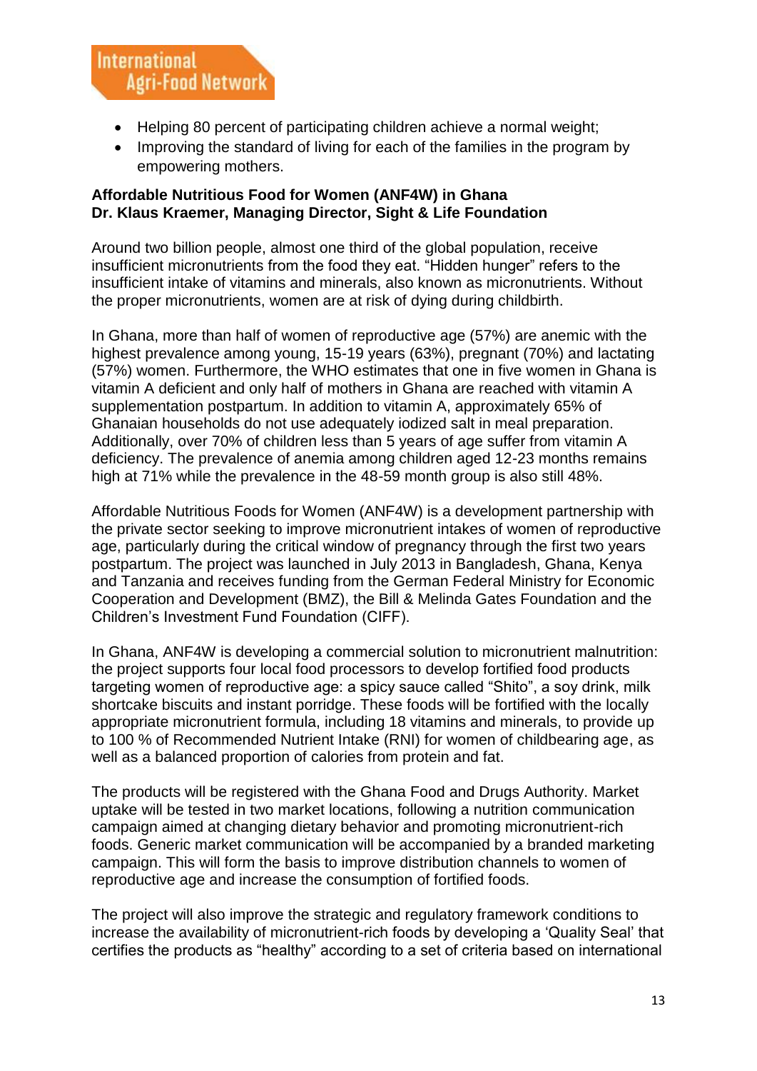- Helping 80 percent of participating children achieve a normal weight;
- Improving the standard of living for each of the families in the program by empowering mothers.

**Affordable Nutritious Food for Women (ANF4W) in Ghana**
**Dr. Klaus Kraemer, Managing Director, Sight & Life Foundation**

Around two billion people, almost one third of the global population, receive insufficient micronutrients from the food they eat. "Hidden hunger" refers to the insufficient intake of vitamins and minerals, also known as micronutrients. Without the proper micronutrients, women are at risk of dying during childbirth.

In Ghana, more than half of women of reproductive age (57%) are anemic with the highest prevalence among young, 15-19 years (63%), pregnant (70%) and lactating (57%) women. Furthermore, the WHO estimates that one in five women in Ghana is vitamin A deficient and only half of mothers in Ghana are reached with vitamin A supplementation postpartum. In addition to vitamin A, approximately 65% of Ghanaian households do not use adequately iodized salt in meal preparation. Additionally, over 70% of children less than 5 years of age suffer from vitamin A deficiency. The prevalence of anemia among children aged 12-23 months remains high at 71% while the prevalence in the 48-59 month group is also still 48%.

Affordable Nutritious Foods for Women (ANF4W) is a development partnership with the private sector seeking to improve micronutrient intakes of women of reproductive age, particularly during the critical window of pregnancy through the first two years postpartum. The project was launched in July 2013 in Bangladesh, Ghana, Kenya and Tanzania and receives funding from the German Federal Ministry for Economic Cooperation and Development (BMZ), the Bill & Melinda Gates Foundation and the Children's Investment Fund Foundation (CIFF).

In Ghana, ANF4W is developing a commercial solution to micronutrient malnutrition: the project supports four local food processors to develop fortified food products targeting women of reproductive age: a spicy sauce called "Shito", a soy drink, milk shortcake biscuits and instant porridge. These foods will be fortified with the locally appropriate micronutrient formula, including 18 vitamins and minerals, to provide up to 100 % of Recommended Nutrient Intake (RNI) for women of childbearing age, as well as a balanced proportion of calories from protein and fat.

The products will be registered with the Ghana Food and Drugs Authority. Market uptake will be tested in two market locations, following a nutrition communication campaign aimed at changing dietary behavior and promoting micronutrient-rich foods. Generic market communication will be accompanied by a branded marketing campaign. This will form the basis to improve distribution channels to women of reproductive age and increase the consumption of fortified foods.

The project will also improve the strategic and regulatory framework conditions to increase the availability of micronutrient-rich foods by developing a 'Quality Seal' that certifies the products as "healthy" according to a set of criteria based on international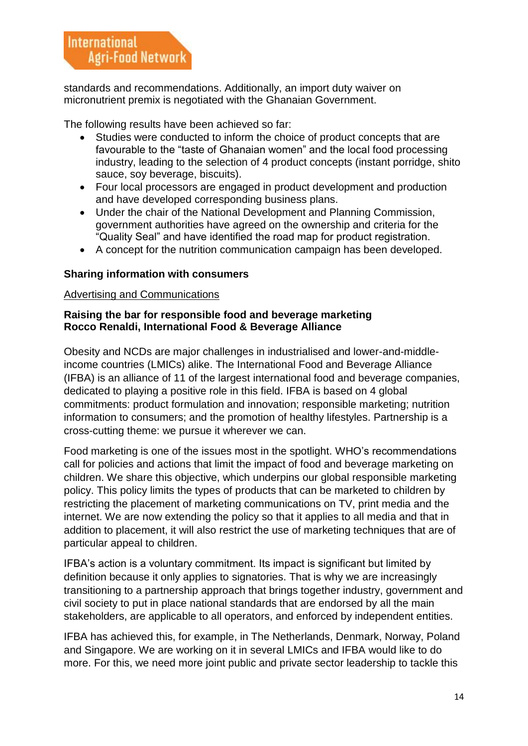standards and recommendations. Additionally, an import duty waiver on micronutrient premix is negotiated with the Ghanaian Government.

The following results have been achieved so far:

- Studies were conducted to inform the choice of product concepts that are favourable to the "taste of Ghanaian women" and the local food processing industry, leading to the selection of 4 product concepts (instant porridge, shito sauce, soy beverage, biscuits).
- Four local processors are engaged in product development and production and have developed corresponding business plans.
- Under the chair of the National Development and Planning Commission, government authorities have agreed on the ownership and criteria for the "Quality Seal" and have identified the road map for product registration.
- A concept for the nutrition communication campaign has been developed.

**Sharing information with consumers**

<u>Advertising and Communications</u>

**Raising the bar for responsible food and beverage marketing**
**Rocco Renaldi, International Food & Beverage Alliance**

Obesity and NCDs are major challenges in industrialised and lower-and-middle-income countries (LMICs) alike. The International Food and Beverage Alliance (IFBA) is an alliance of 11 of the largest international food and beverage companies, dedicated to playing a positive role in this field. IFBA is based on 4 global commitments: product formulation and innovation; responsible marketing; nutrition information to consumers; and the promotion of healthy lifestyles. Partnership is a cross-cutting theme: we pursue it wherever we can.

Food marketing is one of the issues most in the spotlight. WHO's recommendations call for policies and actions that limit the impact of food and beverage marketing on children. We share this objective, which underpins our global responsible marketing policy. This policy limits the types of products that can be marketed to children by restricting the placement of marketing communications on TV, print media and the internet. We are now extending the policy so that it applies to all media and that in addition to placement, it will also restrict the use of marketing techniques that are of particular appeal to children.

IFBA's action is a voluntary commitment. Its impact is significant but limited by definition because it only applies to signatories. That is why we are increasingly transitioning to a partnership approach that brings together industry, government and civil society to put in place national standards that are endorsed by all the main stakeholders, are applicable to all operators, and enforced by independent entities.

IFBA has achieved this, for example, in The Netherlands, Denmark, Norway, Poland and Singapore. We are working on it in several LMICs and IFBA would like to do more. For this, we need more joint public and private sector leadership to tackle this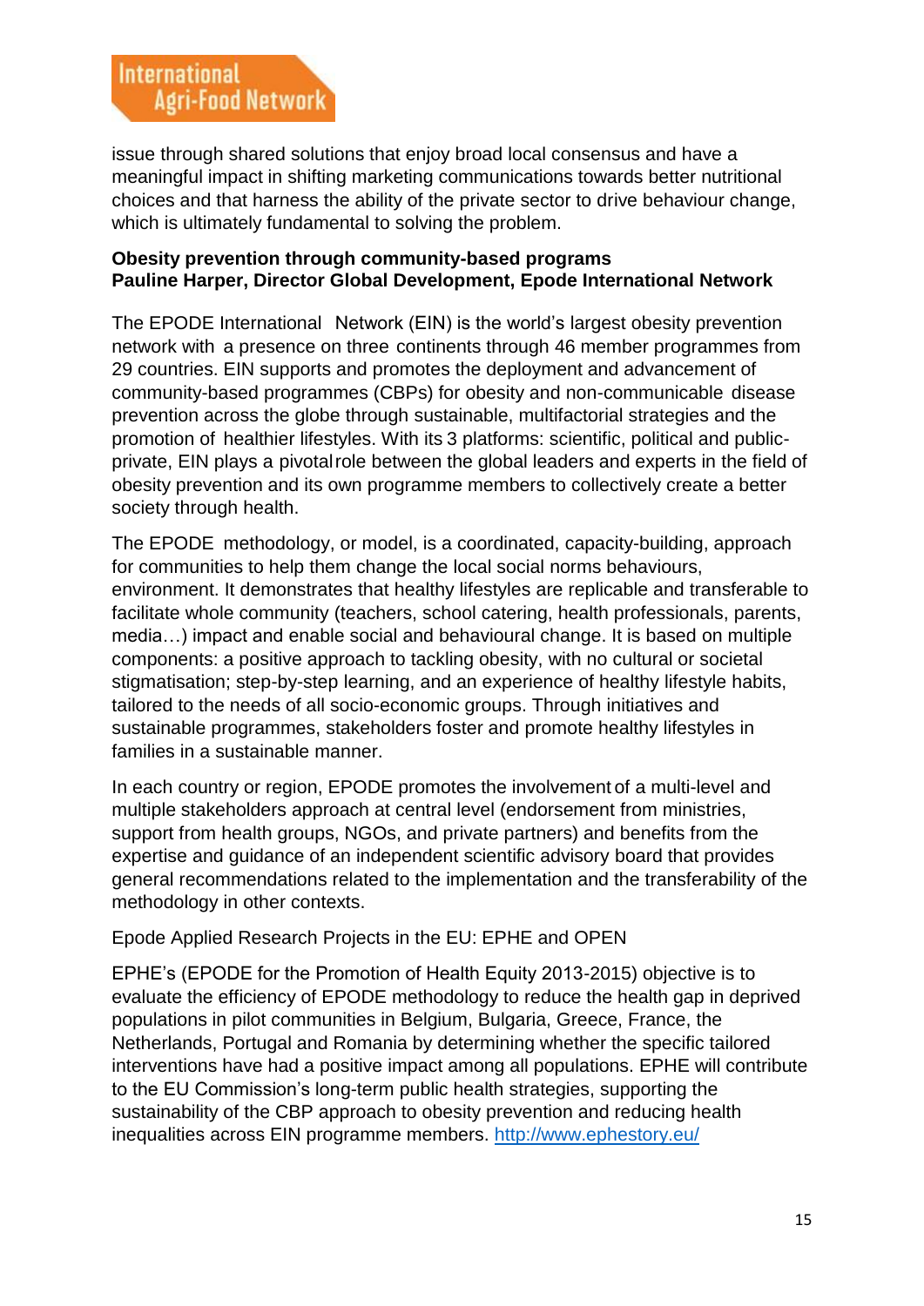issue through shared solutions that enjoy broad local consensus and have a meaningful impact in shifting marketing communications towards better nutritional choices and that harness the ability of the private sector to drive behaviour change, which is ultimately fundamental to solving the problem.

**Obesity prevention through community-based programs**
**Pauline Harper, Director Global Development, Epode International Network**

The EPODE International Network (EIN) is the world's largest obesity prevention network with a presence on three continents through 46 member programmes from 29 countries. EIN supports and promotes the deployment and advancement of community-based programmes (CBPs) for obesity and non-communicable disease prevention across the globe through sustainable, multifactorial strategies and the promotion of healthier lifestyles. With its 3 platforms: scientific, political and public-private, EIN plays a pivotal role between the global leaders and experts in the field of obesity prevention and its own programme members to collectively create a better society through health.

The EPODE methodology, or model, is a coordinated, capacity-building, approach for communities to help them change the local social norms behaviours, environment. It demonstrates that healthy lifestyles are replicable and transferable to facilitate whole community (teachers, school catering, health professionals, parents, media…) impact and enable social and behavioural change. It is based on multiple components: a positive approach to tackling obesity, with no cultural or societal stigmatisation; step-by-step learning, and an experience of healthy lifestyle habits, tailored to the needs of all socio-economic groups. Through initiatives and sustainable programmes, stakeholders foster and promote healthy lifestyles in families in a sustainable manner.

In each country or region, EPODE promotes the involvement of a multi-level and multiple stakeholders approach at central level (endorsement from ministries, support from health groups, NGOs, and private partners) and benefits from the expertise and guidance of an independent scientific advisory board that provides general recommendations related to the implementation and the transferability of the methodology in other contexts.

Epode Applied Research Projects in the EU: EPHE and OPEN

EPHE's (EPODE for the Promotion of Health Equity 2013-2015) objective is to evaluate the efficiency of EPODE methodology to reduce the health gap in deprived populations in pilot communities in Belgium, Bulgaria, Greece, France, the Netherlands, Portugal and Romania by determining whether the specific tailored interventions have had a positive impact among all populations. EPHE will contribute to the EU Commission's long-term public health strategies, supporting the sustainability of the CBP approach to obesity prevention and reducing health inequalities across EIN programme members. http://www.ephestory.eu/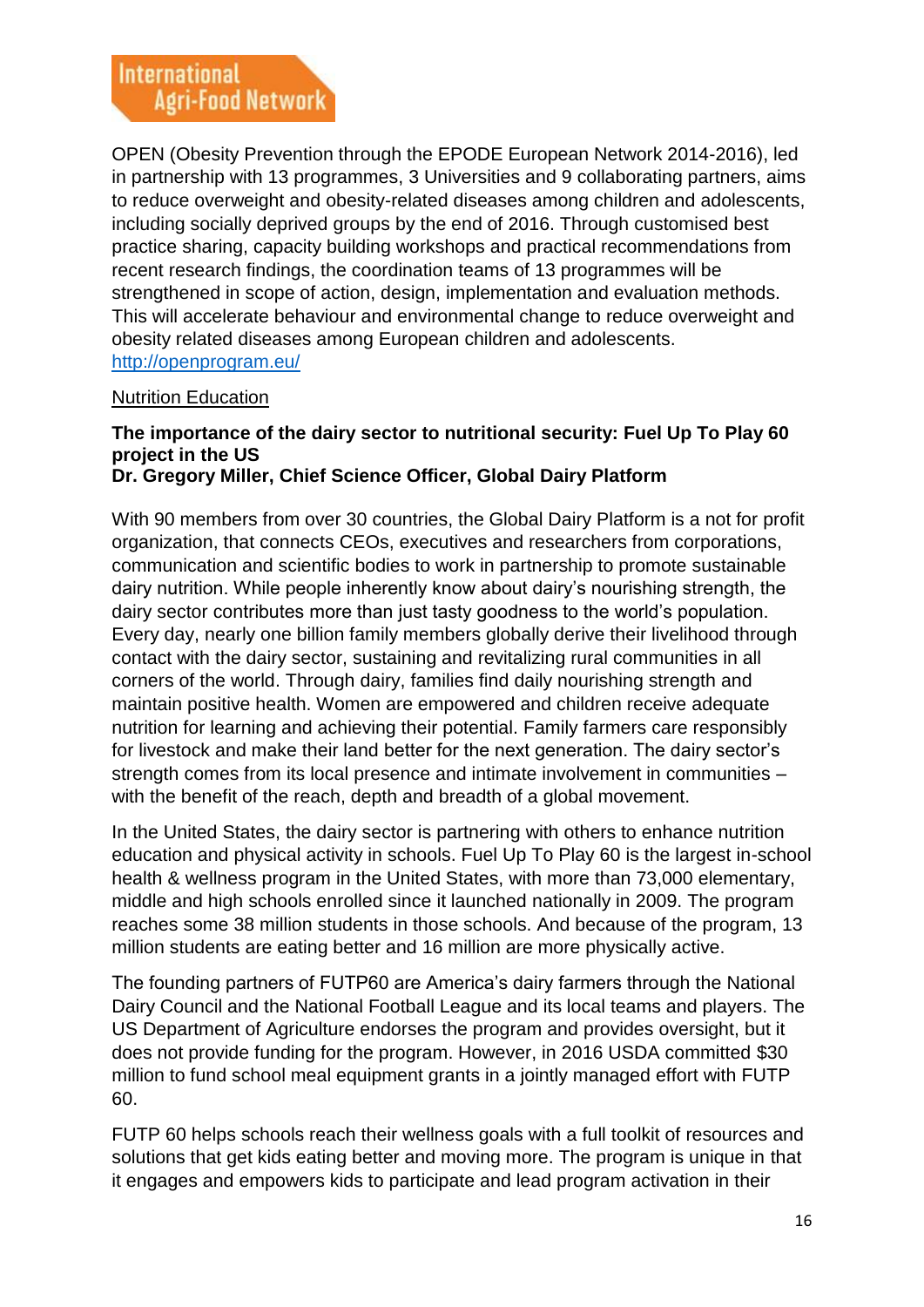OPEN (Obesity Prevention through the EPODE European Network 2014-2016), led in partnership with 13 programmes, 3 Universities and 9 collaborating partners, aims to reduce overweight and obesity-related diseases among children and adolescents, including socially deprived groups by the end of 2016. Through customised best practice sharing, capacity building workshops and practical recommendations from recent research findings, the coordination teams of 13 programmes will be strengthened in scope of action, design, implementation and evaluation methods. This will accelerate behaviour and environmental change to reduce overweight and obesity related diseases among European children and adolescents. http://openprogram.eu/

Nutrition Education

**The importance of the dairy sector to nutritional security: Fuel Up To Play 60 project in the US**
**Dr. Gregory Miller, Chief Science Officer, Global Dairy Platform**

With 90 members from over 30 countries, the Global Dairy Platform is a not for profit organization, that connects CEOs, executives and researchers from corporations, communication and scientific bodies to work in partnership to promote sustainable dairy nutrition. While people inherently know about dairy's nourishing strength, the dairy sector contributes more than just tasty goodness to the world's population. Every day, nearly one billion family members globally derive their livelihood through contact with the dairy sector, sustaining and revitalizing rural communities in all corners of the world. Through dairy, families find daily nourishing strength and maintain positive health. Women are empowered and children receive adequate nutrition for learning and achieving their potential. Family farmers care responsibly for livestock and make their land better for the next generation. The dairy sector's strength comes from its local presence and intimate involvement in communities – with the benefit of the reach, depth and breadth of a global movement.

In the United States, the dairy sector is partnering with others to enhance nutrition education and physical activity in schools. Fuel Up To Play 60 is the largest in-school health & wellness program in the United States, with more than 73,000 elementary, middle and high schools enrolled since it launched nationally in 2009. The program reaches some 38 million students in those schools. And because of the program, 13 million students are eating better and 16 million are more physically active.

The founding partners of FUTP60 are America's dairy farmers through the National Dairy Council and the National Football League and its local teams and players. The US Department of Agriculture endorses the program and provides oversight, but it does not provide funding for the program. However, in 2016 USDA committed $30 million to fund school meal equipment grants in a jointly managed effort with FUTP 60.

FUTP 60 helps schools reach their wellness goals with a full toolkit of resources and solutions that get kids eating better and moving more. The program is unique in that it engages and empowers kids to participate and lead program activation in their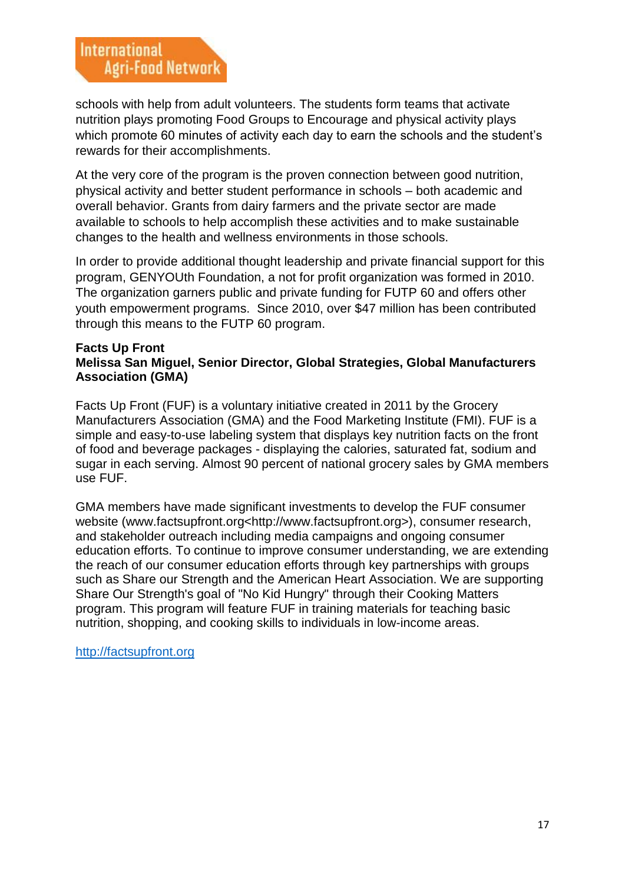schools with help from adult volunteers. The students form teams that activate nutrition plays promoting Food Groups to Encourage and physical activity plays which promote 60 minutes of activity each day to earn the schools and the student's rewards for their accomplishments.

At the very core of the program is the proven connection between good nutrition, physical activity and better student performance in schools – both academic and overall behavior. Grants from dairy farmers and the private sector are made available to schools to help accomplish these activities and to make sustainable changes to the health and wellness environments in those schools.

In order to provide additional thought leadership and private financial support for this program, GENYOUth Foundation, a not for profit organization was formed in 2010. The organization garners public and private funding for FUTP 60 and offers other youth empowerment programs. Since 2010, over $47 million has been contributed through this means to the FUTP 60 program.

**Facts Up Front**
**Melissa San Miguel, Senior Director, Global Strategies, Global Manufacturers Association (GMA)**

Facts Up Front (FUF) is a voluntary initiative created in 2011 by the Grocery Manufacturers Association (GMA) and the Food Marketing Institute (FMI). FUF is a simple and easy-to-use labeling system that displays key nutrition facts on the front of food and beverage packages - displaying the calories, saturated fat, sodium and sugar in each serving. Almost 90 percent of national grocery sales by GMA members use FUF.

GMA members have made significant investments to develop the FUF consumer website (www.factsupfront.org<http://www.factsupfront.org>), consumer research, and stakeholder outreach including media campaigns and ongoing consumer education efforts. To continue to improve consumer understanding, we are extending the reach of our consumer education efforts through key partnerships with groups such as Share our Strength and the American Heart Association. We are supporting Share Our Strength's goal of "No Kid Hungry" through their Cooking Matters program. This program will feature FUF in training materials for teaching basic nutrition, shopping, and cooking skills to individuals in low-income areas.

http://factsupfront.org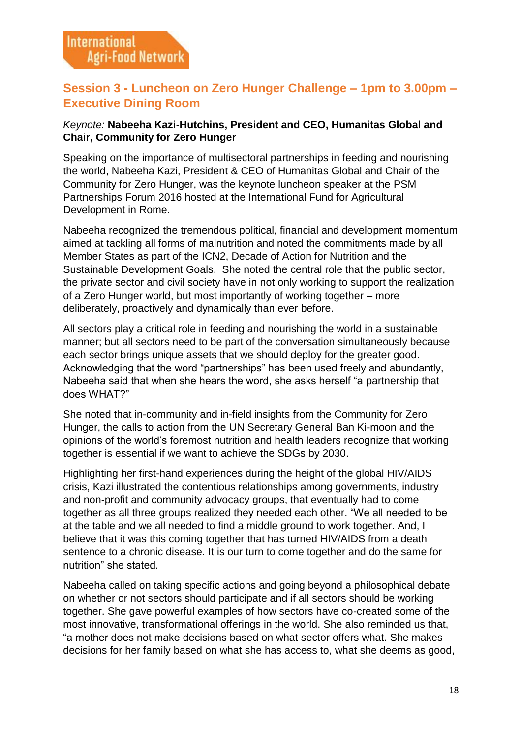## Session 3 - Luncheon on Zero Hunger Challenge – 1pm to 3.00pm – Executive Dining Room

*Keynote:* **Nabeeha Kazi-Hutchins, President and CEO, Humanitas Global and Chair, Community for Zero Hunger**

Speaking on the importance of multisectoral partnerships in feeding and nourishing the world, Nabeeha Kazi, President & CEO of Humanitas Global and Chair of the Community for Zero Hunger, was the keynote luncheon speaker at the PSM Partnerships Forum 2016 hosted at the International Fund for Agricultural Development in Rome.

Nabeeha recognized the tremendous political, financial and development momentum aimed at tackling all forms of malnutrition and noted the commitments made by all Member States as part of the ICN2, Decade of Action for Nutrition and the Sustainable Development Goals. She noted the central role that the public sector, the private sector and civil society have in not only working to support the realization of a Zero Hunger world, but most importantly of working together – more deliberately, proactively and dynamically than ever before.

All sectors play a critical role in feeding and nourishing the world in a sustainable manner; but all sectors need to be part of the conversation simultaneously because each sector brings unique assets that we should deploy for the greater good. Acknowledging that the word "partnerships" has been used freely and abundantly, Nabeeha said that when she hears the word, she asks herself "a partnership that does WHAT?"

She noted that in-community and in-field insights from the Community for Zero Hunger, the calls to action from the UN Secretary General Ban Ki-moon and the opinions of the world's foremost nutrition and health leaders recognize that working together is essential if we want to achieve the SDGs by 2030.

Highlighting her first-hand experiences during the height of the global HIV/AIDS crisis, Kazi illustrated the contentious relationships among governments, industry and non-profit and community advocacy groups, that eventually had to come together as all three groups realized they needed each other. "We all needed to be at the table and we all needed to find a middle ground to work together. And, I believe that it was this coming together that has turned HIV/AIDS from a death sentence to a chronic disease. It is our turn to come together and do the same for nutrition" she stated.

Nabeeha called on taking specific actions and going beyond a philosophical debate on whether or not sectors should participate and if all sectors should be working together. She gave powerful examples of how sectors have co-created some of the most innovative, transformational offerings in the world. She also reminded us that, "a mother does not make decisions based on what sector offers what. She makes decisions for her family based on what she has access to, what she deems as good,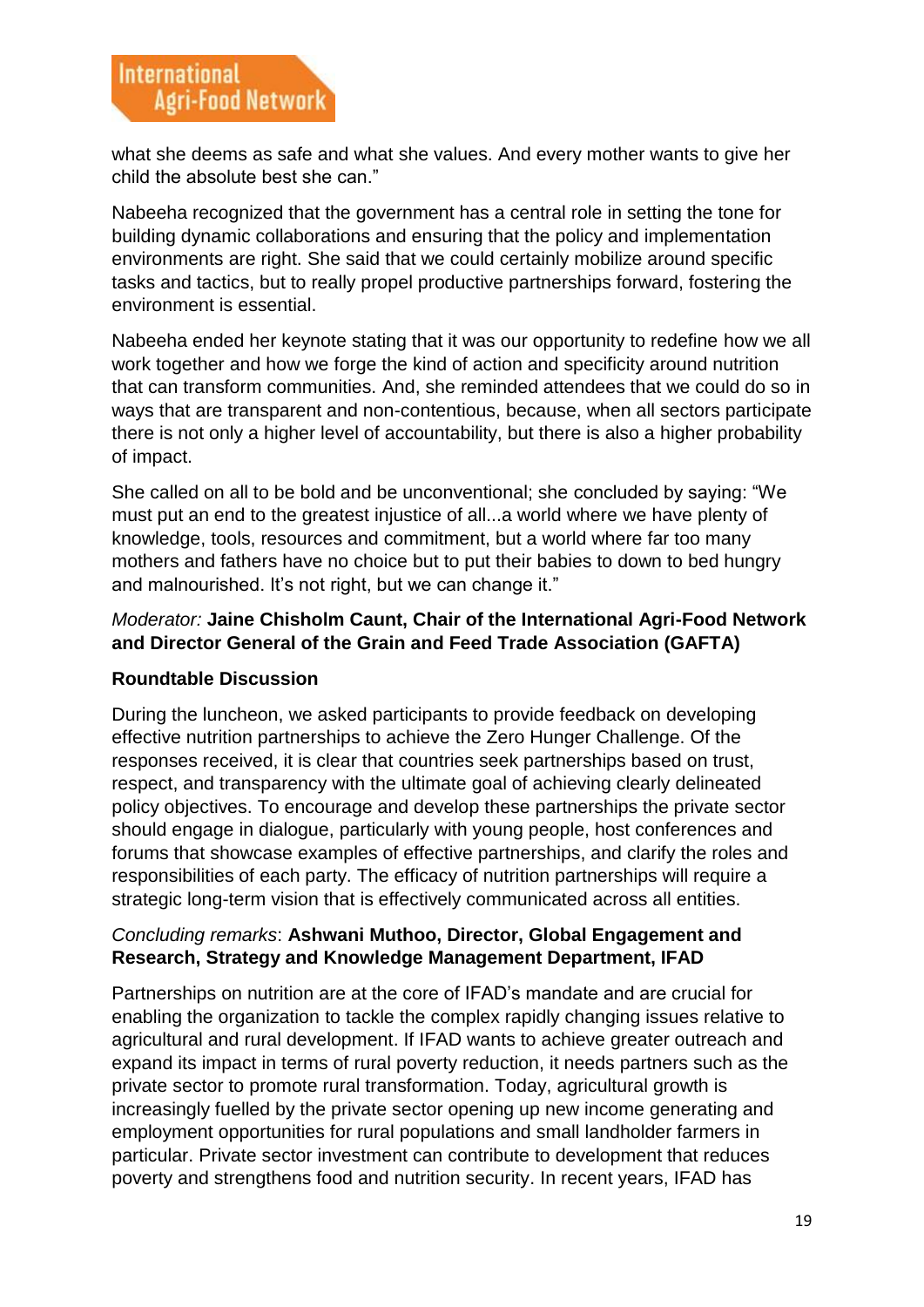what she deems as safe and what she values. And every mother wants to give her child the absolute best she can."

Nabeeha recognized that the government has a central role in setting the tone for building dynamic collaborations and ensuring that the policy and implementation environments are right. She said that we could certainly mobilize around specific tasks and tactics, but to really propel productive partnerships forward, fostering the environment is essential.

Nabeeha ended her keynote stating that it was our opportunity to redefine how we all work together and how we forge the kind of action and specificity around nutrition that can transform communities. And, she reminded attendees that we could do so in ways that are transparent and non-contentious, because, when all sectors participate there is not only a higher level of accountability, but there is also a higher probability of impact.

She called on all to be bold and be unconventional; she concluded by saying: "We must put an end to the greatest injustice of all...a world where we have plenty of knowledge, tools, resources and commitment, but a world where far too many mothers and fathers have no choice but to put their babies to down to bed hungry and malnourished. It's not right, but we can change it."

*Moderator:* **Jaine Chisholm Caunt, Chair of the International Agri-Food Network and Director General of the Grain and Feed Trade Association (GAFTA)**

**Roundtable Discussion**

During the luncheon, we asked participants to provide feedback on developing effective nutrition partnerships to achieve the Zero Hunger Challenge. Of the responses received, it is clear that countries seek partnerships based on trust, respect, and transparency with the ultimate goal of achieving clearly delineated policy objectives. To encourage and develop these partnerships the private sector should engage in dialogue, particularly with young people, host conferences and forums that showcase examples of effective partnerships, and clarify the roles and responsibilities of each party. The efficacy of nutrition partnerships will require a strategic long-term vision that is effectively communicated across all entities.

*Concluding remarks*: **Ashwani Muthoo, Director, Global Engagement and Research, Strategy and Knowledge Management Department, IFAD**

Partnerships on nutrition are at the core of IFAD's mandate and are crucial for enabling the organization to tackle the complex rapidly changing issues relative to agricultural and rural development. If IFAD wants to achieve greater outreach and expand its impact in terms of rural poverty reduction, it needs partners such as the private sector to promote rural transformation. Today, agricultural growth is increasingly fuelled by the private sector opening up new income generating and employment opportunities for rural populations and small landholder farmers in particular. Private sector investment can contribute to development that reduces poverty and strengthens food and nutrition security. In recent years, IFAD has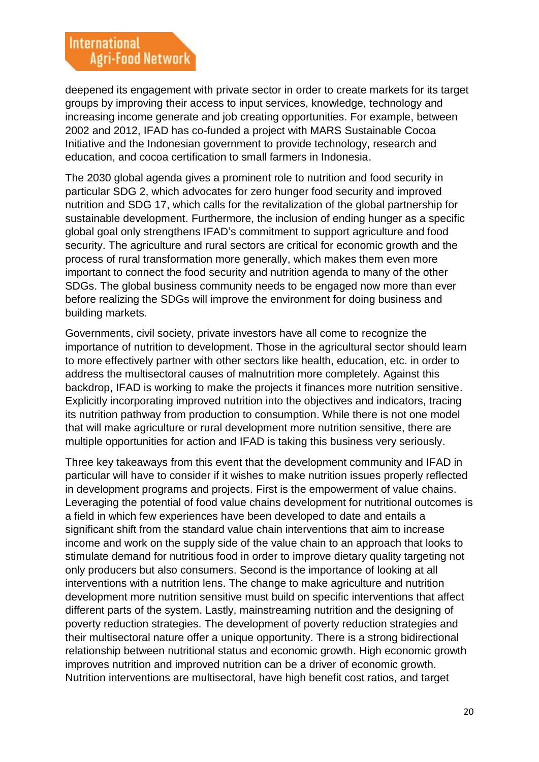deepened its engagement with private sector in order to create markets for its target groups by improving their access to input services, knowledge, technology and increasing income generate and job creating opportunities. For example, between 2002 and 2012, IFAD has co-funded a project with MARS Sustainable Cocoa Initiative and the Indonesian government to provide technology, research and education, and cocoa certification to small farmers in Indonesia.

The 2030 global agenda gives a prominent role to nutrition and food security in particular SDG 2, which advocates for zero hunger food security and improved nutrition and SDG 17, which calls for the revitalization of the global partnership for sustainable development. Furthermore, the inclusion of ending hunger as a specific global goal only strengthens IFAD's commitment to support agriculture and food security. The agriculture and rural sectors are critical for economic growth and the process of rural transformation more generally, which makes them even more important to connect the food security and nutrition agenda to many of the other SDGs. The global business community needs to be engaged now more than ever before realizing the SDGs will improve the environment for doing business and building markets.

Governments, civil society, private investors have all come to recognize the importance of nutrition to development. Those in the agricultural sector should learn to more effectively partner with other sectors like health, education, etc. in order to address the multisectoral causes of malnutrition more completely. Against this backdrop, IFAD is working to make the projects it finances more nutrition sensitive. Explicitly incorporating improved nutrition into the objectives and indicators, tracing its nutrition pathway from production to consumption. While there is not one model that will make agriculture or rural development more nutrition sensitive, there are multiple opportunities for action and IFAD is taking this business very seriously.

Three key takeaways from this event that the development community and IFAD in particular will have to consider if it wishes to make nutrition issues properly reflected in development programs and projects. First is the empowerment of value chains. Leveraging the potential of food value chains development for nutritional outcomes is a field in which few experiences have been developed to date and entails a significant shift from the standard value chain interventions that aim to increase income and work on the supply side of the value chain to an approach that looks to stimulate demand for nutritious food in order to improve dietary quality targeting not only producers but also consumers. Second is the importance of looking at all interventions with a nutrition lens. The change to make agriculture and nutrition development more nutrition sensitive must build on specific interventions that affect different parts of the system. Lastly, mainstreaming nutrition and the designing of poverty reduction strategies. The development of poverty reduction strategies and their multisectoral nature offer a unique opportunity. There is a strong bidirectional relationship between nutritional status and economic growth. High economic growth improves nutrition and improved nutrition can be a driver of economic growth. Nutrition interventions are multisectoral, have high benefit cost ratios, and target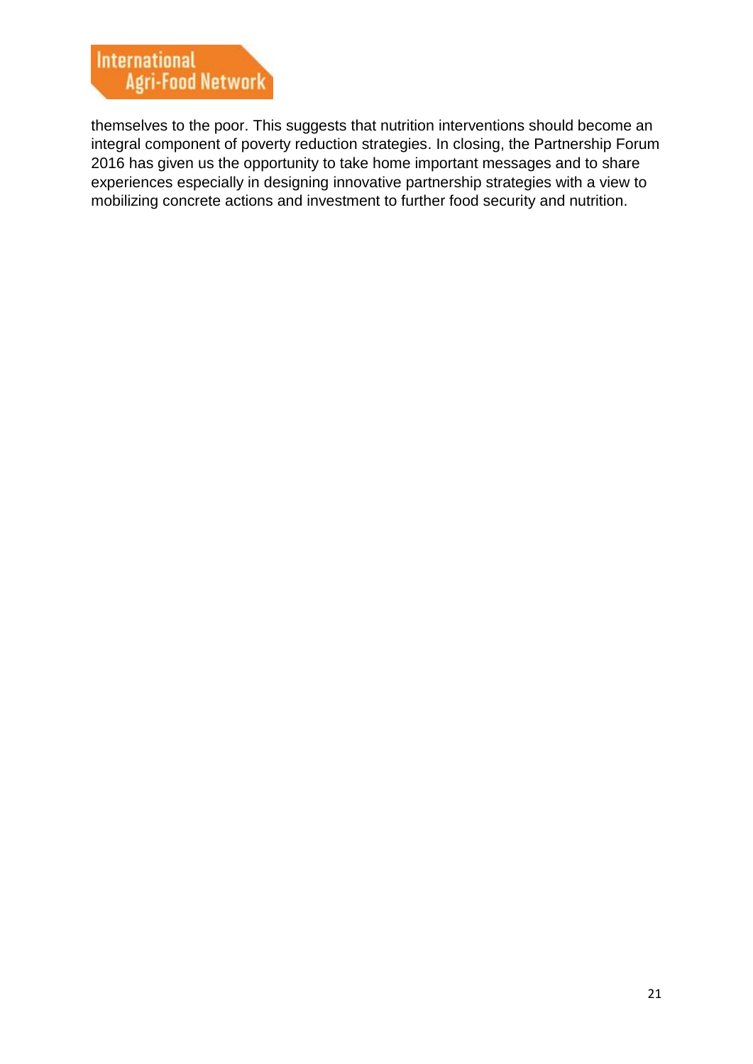themselves to the poor. This suggests that nutrition interventions should become an integral component of poverty reduction strategies. In closing, the Partnership Forum 2016 has given us the opportunity to take home important messages and to share experiences especially in designing innovative partnership strategies with a view to mobilizing concrete actions and investment to further food security and nutrition.